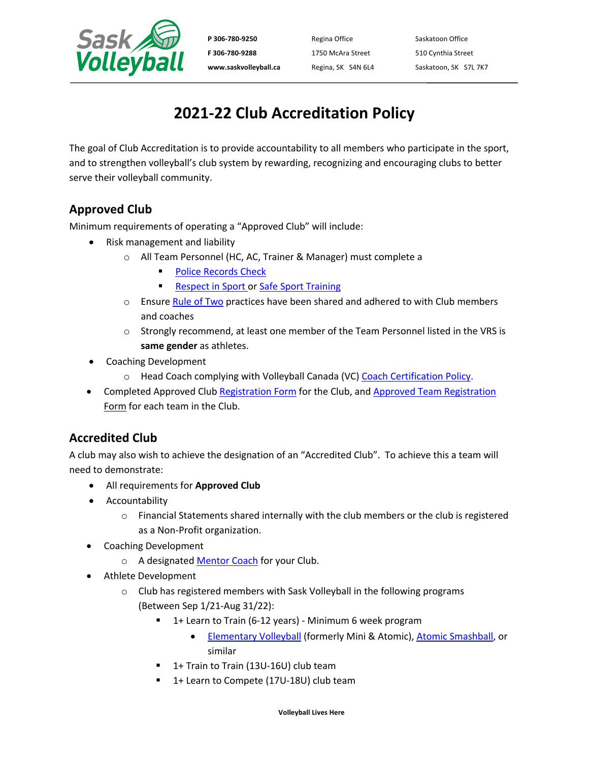P 306-780-9250
F 306-780-9288
www.saskvolleyball.ca

Regina Office
1750 McAra Street
Regina, SK S4N 6L4

Saskatoon Office
510 Cynthia Street
Saskatoon, SK S7L 7K7

# 2021-22 Club Accreditation Policy

The goal of Club Accreditation is to provide accountability to all members who participate in the sport, and to strengthen volleyball's club system by rewarding, recognizing and encouraging clubs to better serve their volleyball community.

## Approved Club

Minimum requirements of operating a "Approved Club" will include:

- Risk management and liability
  - All Team Personnel (HC, AC, Trainer & Manager) must complete a
    - Police Records Check
    - Respect in Sport or Safe Sport Training
  - Ensure Rule of Two practices have been shared and adhered to with Club members and coaches
  - Strongly recommend, at least one member of the Team Personnel listed in the VRS is **same gender** as athletes.
- Coaching Development
  - Head Coach complying with Volleyball Canada (VC) Coach Certification Policy.
- Completed Approved Club Registration Form for the Club, and Approved Team Registration Form for each team in the Club.

## Accredited Club

A club may also wish to achieve the designation of an "Accredited Club". To achieve this a team will need to demonstrate:

- All requirements for **Approved Club**
- Accountability
  - Financial Statements shared internally with the club members or the club is registered as a Non-Profit organization.
- Coaching Development
  - A designated Mentor Coach for your Club.
- Athlete Development
  - Club has registered members with Sask Volleyball in the following programs (Between Sep 1/21-Aug 31/22):
    - 1+ Learn to Train (6-12 years) - Minimum 6 week program
      - Elementary Volleyball (formerly Mini & Atomic), Atomic Smashball, or similar
    - 1+ Train to Train (13U-16U) club team
    - 1+ Learn to Compete (17U-18U) club team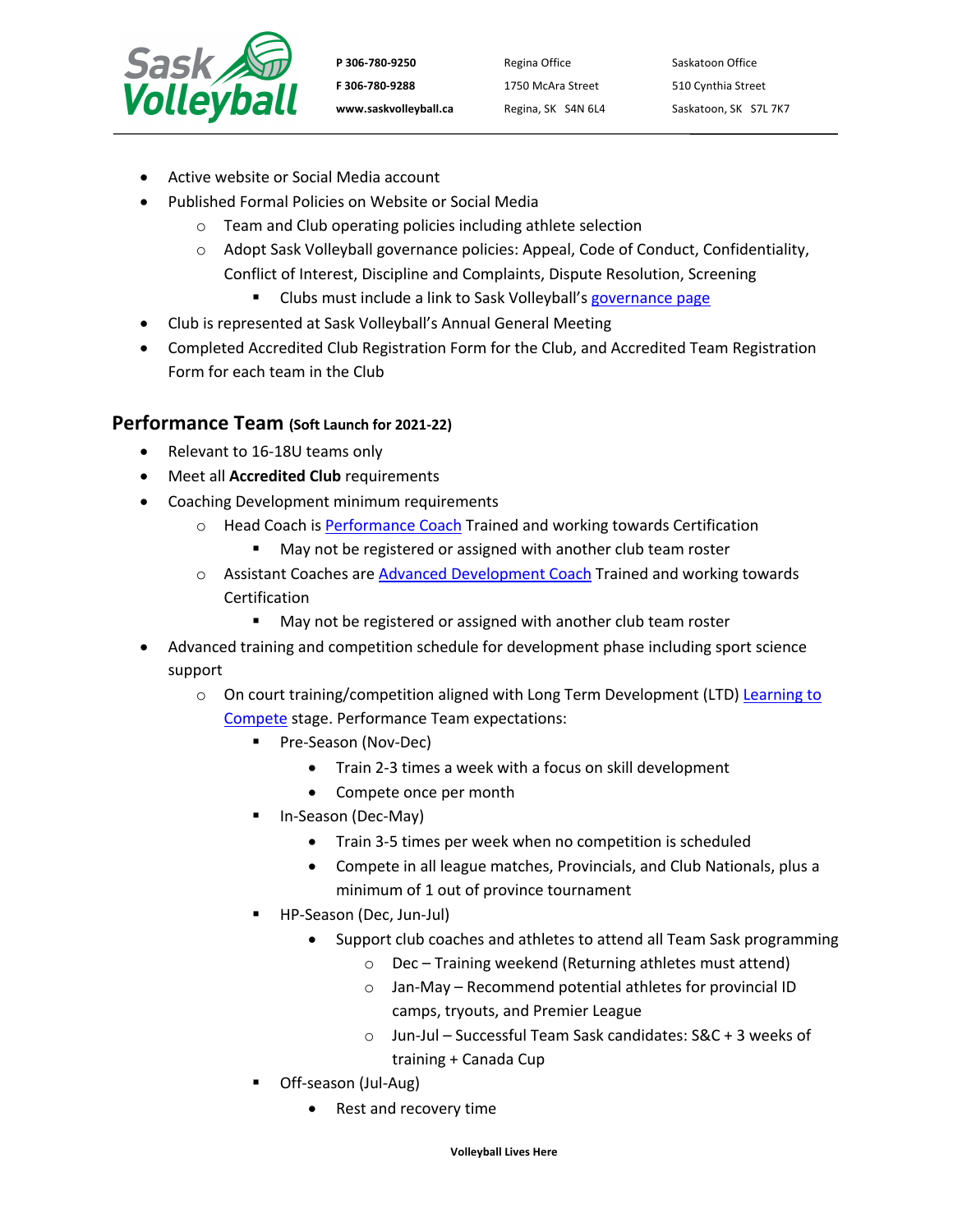- Active website or Social Media account
- Published Formal Policies on Website or Social Media
  - Team and Club operating policies including athlete selection
  - Adopt Sask Volleyball governance policies: Appeal, Code of Conduct, Confidentiality, Conflict of Interest, Discipline and Complaints, Dispute Resolution, Screening
    - Clubs must include a link to Sask Volleyball's governance page
- Club is represented at Sask Volleyball's Annual General Meeting
- Completed Accredited Club Registration Form for the Club, and Accredited Team Registration Form for each team in the Club

## Performance Team (Soft Launch for 2021-22)

- Relevant to 16-18U teams only
- Meet all **Accredited Club** requirements
- Coaching Development minimum requirements
  - Head Coach is Performance Coach Trained and working towards Certification
    - May not be registered or assigned with another club team roster
  - Assistant Coaches are Advanced Development Coach Trained and working towards Certification
    - May not be registered or assigned with another club team roster
- Advanced training and competition schedule for development phase including sport science support
  - On court training/competition aligned with Long Term Development (LTD) Learning to Compete stage. Performance Team expectations:
    - Pre-Season (Nov-Dec)
      - Train 2-3 times a week with a focus on skill development
      - Compete once per month
    - In-Season (Dec-May)
      - Train 3-5 times per week when no competition is scheduled
      - Compete in all league matches, Provincials, and Club Nationals, plus a minimum of 1 out of province tournament
    - HP-Season (Dec, Jun-Jul)
      - Support club coaches and athletes to attend all Team Sask programming
        - Dec – Training weekend (Returning athletes must attend)
        - Jan-May – Recommend potential athletes for provincial ID camps, tryouts, and Premier League
        - Jun-Jul – Successful Team Sask candidates: S&C + 3 weeks of training + Canada Cup
    - Off-season (Jul-Aug)
      - Rest and recovery time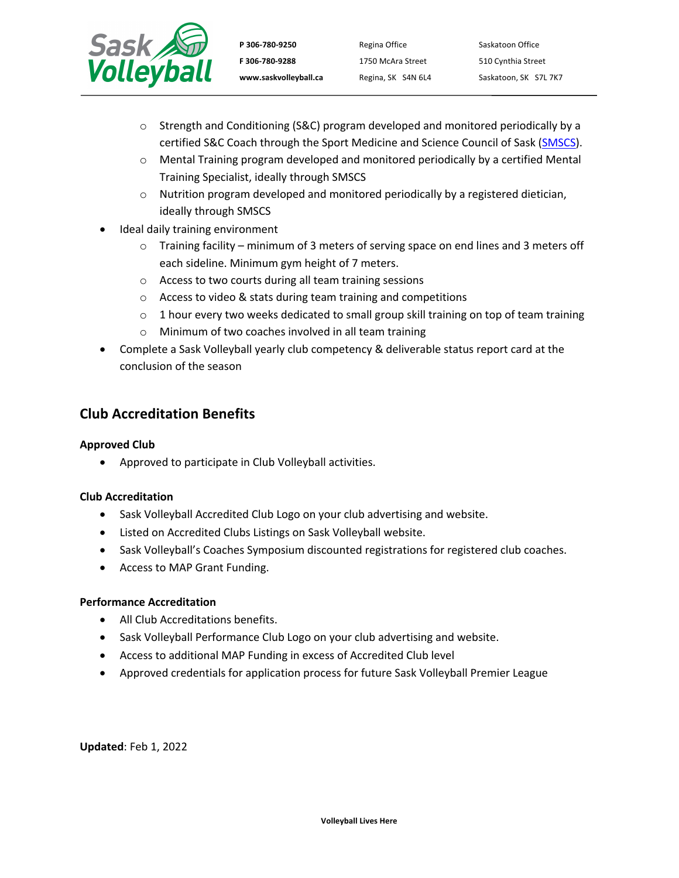- Strength and Conditioning (S&C) program developed and monitored periodically by a certified S&C Coach through the Sport Medicine and Science Council of Sask (SMSCS).
    - Mental Training program developed and monitored periodically by a certified Mental Training Specialist, ideally through SMSCS
    - Nutrition program developed and monitored periodically by a registered dietician, ideally through SMSCS
- Ideal daily training environment
    - Training facility – minimum of 3 meters of serving space on end lines and 3 meters off each sideline. Minimum gym height of 7 meters.
    - Access to two courts during all team training sessions
    - Access to video & stats during team training and competitions
    - 1 hour every two weeks dedicated to small group skill training on top of team training
    - Minimum of two coaches involved in all team training
- Complete a Sask Volleyball yearly club competency & deliverable status report card at the conclusion of the season

## Club Accreditation Benefits

**Approved Club**

- Approved to participate in Club Volleyball activities.

**Club Accreditation**

- Sask Volleyball Accredited Club Logo on your club advertising and website.
- Listed on Accredited Clubs Listings on Sask Volleyball website.
- Sask Volleyball's Coaches Symposium discounted registrations for registered club coaches.
- Access to MAP Grant Funding.

**Performance Accreditation**

- All Club Accreditations benefits.
- Sask Volleyball Performance Club Logo on your club advertising and website.
- Access to additional MAP Funding in excess of Accredited Club level
- Approved credentials for application process for future Sask Volleyball Premier League

**Updated**: Feb 1, 2022